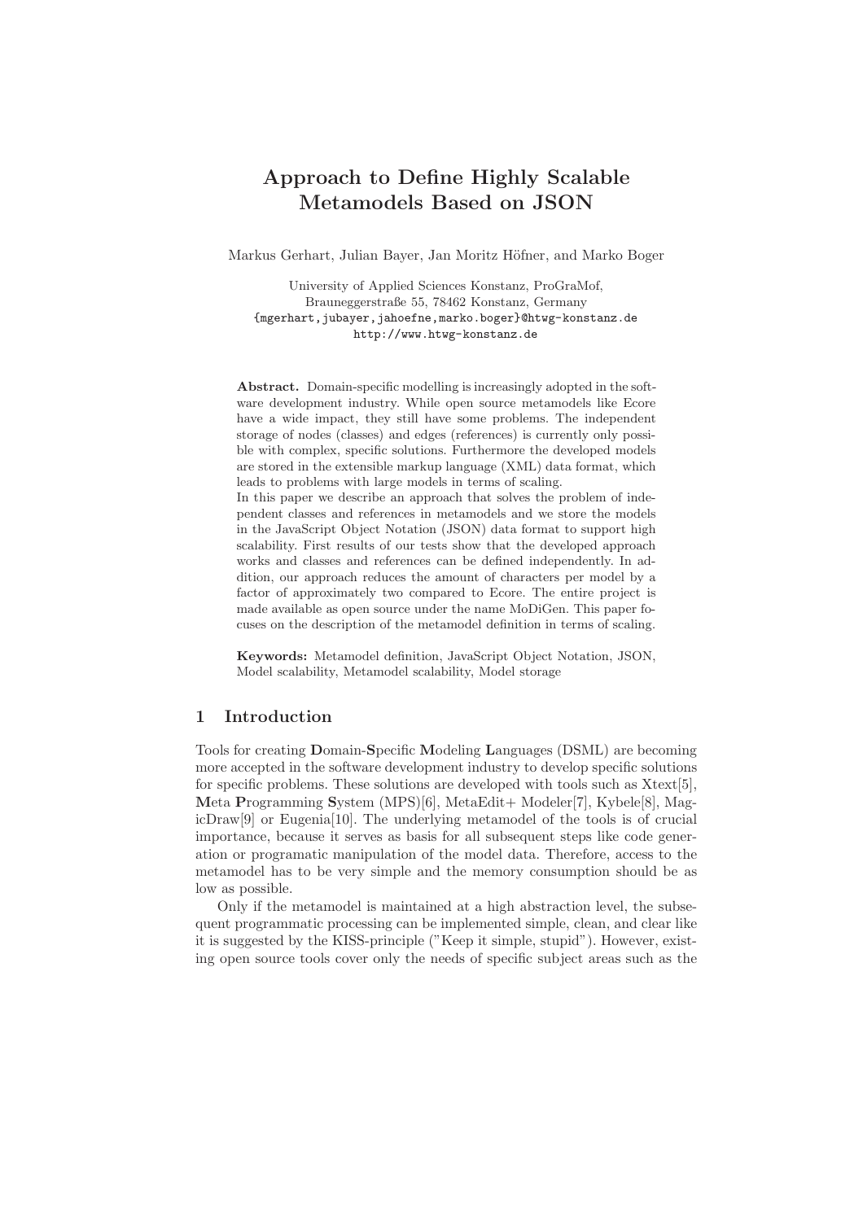# Approach to Define Highly Scalable Metamodels Based on JSON

Markus Gerhart, Julian Bayer, Jan Moritz Höfner, and Marko Boger

University of Applied Sciences Konstanz, ProGraMof,
Brauneggerstraße 55, 78462 Konstanz, Germany
{mgerhart,jubayer,jahoefne,marko.boger}@htwg-konstanz.de
http://www.htwg-konstanz.de

**Abstract.** Domain-specific modelling is increasingly adopted in the software development industry. While open source metamodels like Ecore have a wide impact, they still have some problems. The independent storage of nodes (classes) and edges (references) is currently only possible with complex, specific solutions. Furthermore the developed models are stored in the extensible markup language (XML) data format, which leads to problems with large models in terms of scaling.
In this paper we describe an approach that solves the problem of independent classes and references in metamodels and we store the models in the JavaScript Object Notation (JSON) data format to support high scalability. First results of our tests show that the developed approach works and classes and references can be defined independently. In addition, our approach reduces the amount of characters per model by a factor of approximately two compared to Ecore. The entire project is made available as open source under the name MoDiGen. This paper focuses on the description of the metamodel definition in terms of scaling.

**Keywords:** Metamodel definition, JavaScript Object Notation, JSON, Model scalability, Metamodel scalability, Model storage

## 1 Introduction

Tools for creating **D**omain-**S**pecific **M**odeling **L**anguages (DSML) are becoming more accepted in the software development industry to develop specific solutions for specific problems. These solutions are developed with tools such as Xtext[5], **M**eta **P**rogramming **S**ystem (MPS)[6], MetaEdit+ Modeler[7], Kybele[8], MagicDraw[9] or Eugenia[10]. The underlying metamodel of the tools is of crucial importance, because it serves as basis for all subsequent steps like code generation or programatic manipulation of the model data. Therefore, access to the metamodel has to be very simple and the memory consumption should be as low as possible.

Only if the metamodel is maintained at a high abstraction level, the subsequent programmatic processing can be implemented simple, clean, and clear like it is suggested by the KISS-principle ("Keep it simple, stupid"). However, existing open source tools cover only the needs of specific subject areas such as the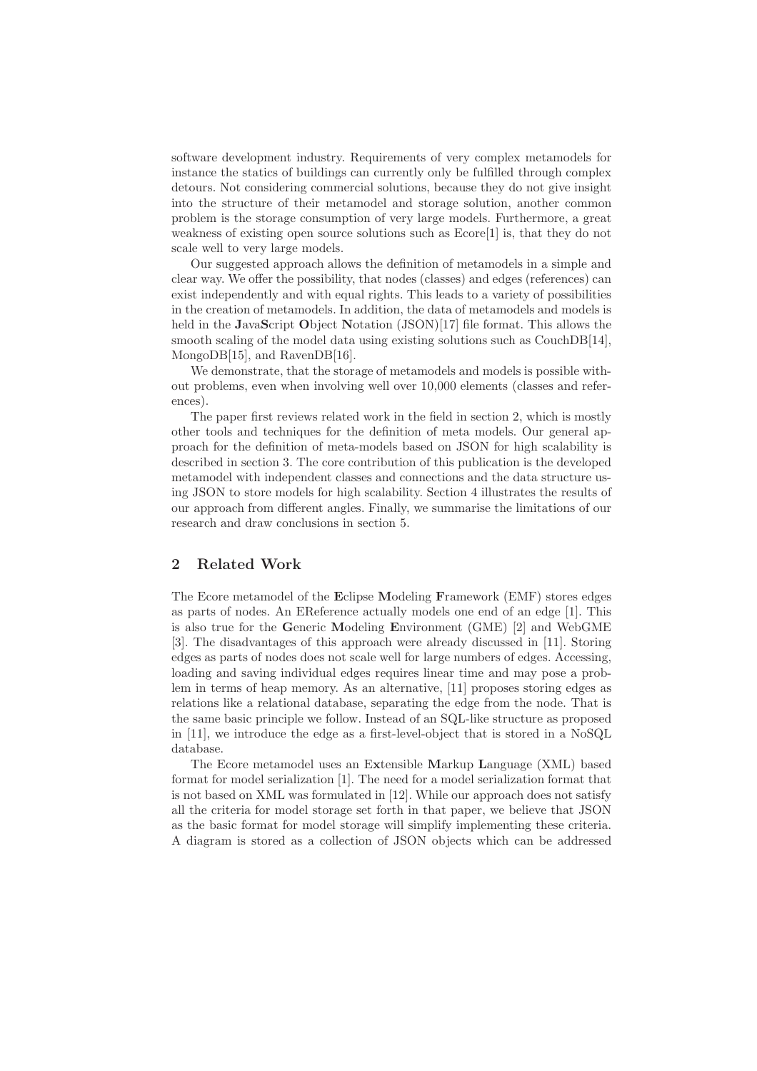software development industry. Requirements of very complex metamodels for instance the statics of buildings can currently only be fulfilled through complex detours. Not considering commercial solutions, because they do not give insight into the structure of their metamodel and storage solution, another common problem is the storage consumption of very large models. Furthermore, a great weakness of existing open source solutions such as Ecore[1] is, that they do not scale well to very large models.

Our suggested approach allows the definition of metamodels in a simple and clear way. We offer the possibility, that nodes (classes) and edges (references) can exist independently and with equal rights. This leads to a variety of possibilities in the creation of metamodels. In addition, the data of metamodels and models is held in the **J**ava**S**cript **O**bject **N**otation (JSON)[17] file format. This allows the smooth scaling of the model data using existing solutions such as CouchDB[14], MongoDB[15], and RavenDB[16].

We demonstrate, that the storage of metamodels and models is possible without problems, even when involving well over 10,000 elements (classes and references).

The paper first reviews related work in the field in section 2, which is mostly other tools and techniques for the definition of meta models. Our general approach for the definition of meta-models based on JSON for high scalability is described in section 3. The core contribution of this publication is the developed metamodel with independent classes and connections and the data structure using JSON to store models for high scalability. Section 4 illustrates the results of our approach from different angles. Finally, we summarise the limitations of our research and draw conclusions in section 5.

## 2 Related Work

The Ecore metamodel of the **E**clipse **M**odeling **F**ramework (EMF) stores edges as parts of nodes. An EReference actually models one end of an edge [1]. This is also true for the **G**eneric **M**odeling **E**nvironment (GME) [2] and WebGME [3]. The disadvantages of this approach were already discussed in [11]. Storing edges as parts of nodes does not scale well for large numbers of edges. Accessing, loading and saving individual edges requires linear time and may pose a problem in terms of heap memory. As an alternative, [11] proposes storing edges as relations like a relational database, separating the edge from the node. That is the same basic principle we follow. Instead of an SQL-like structure as proposed in [11], we introduce the edge as a first-level-object that is stored in a NoSQL database.

The Ecore metamodel uses an E**x**tensible **M**arkup **L**anguage (XML) based format for model serialization [1]. The need for a model serialization format that is not based on XML was formulated in [12]. While our approach does not satisfy all the criteria for model storage set forth in that paper, we believe that JSON as the basic format for model storage will simplify implementing these criteria. A diagram is stored as a collection of JSON objects which can be addressed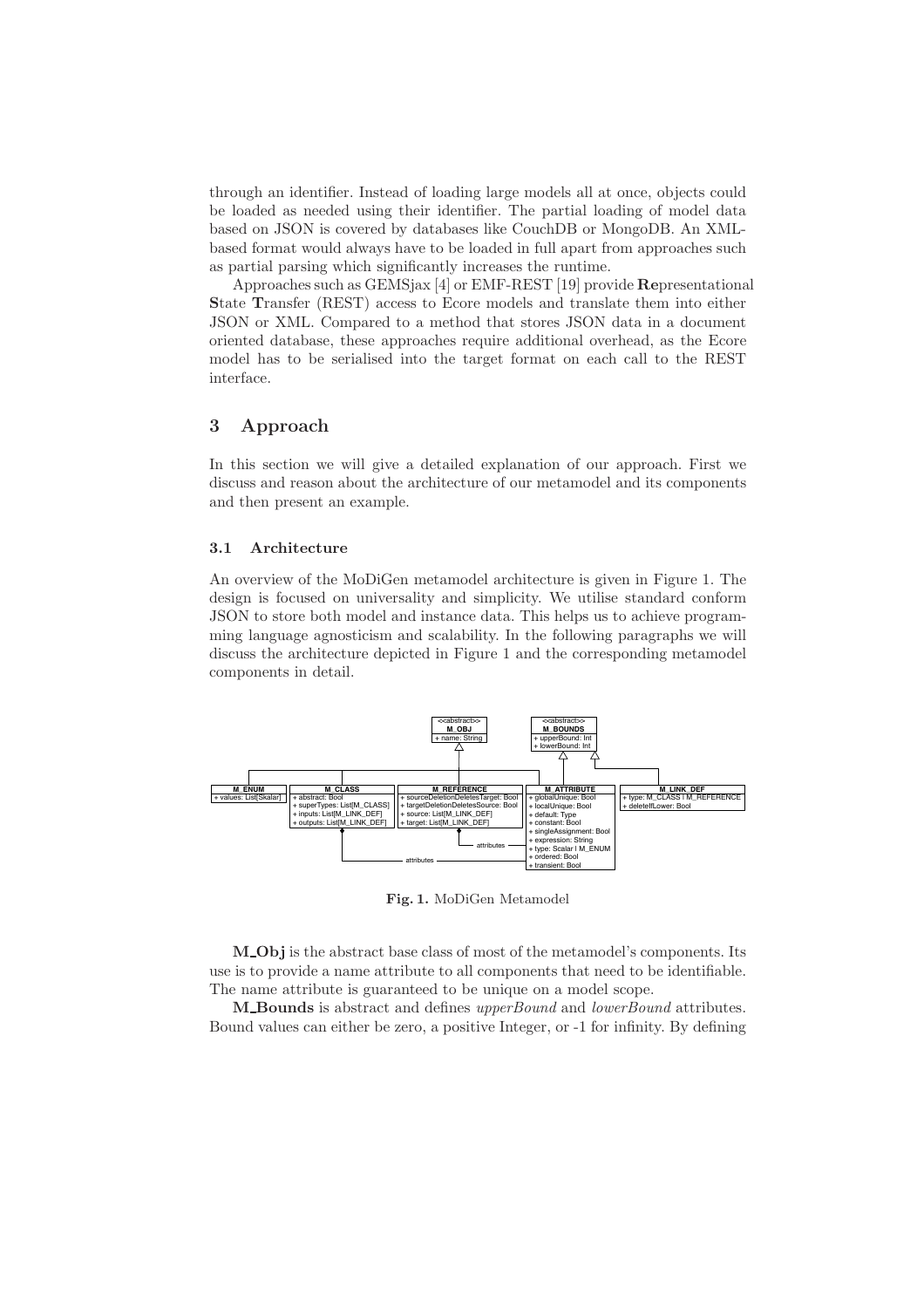through an identifier. Instead of loading large models all at once, objects could be loaded as needed using their identifier. The partial loading of model data based on JSON is covered by databases like CouchDB or MongoDB. An XML-based format would always have to be loaded in full apart from approaches such as partial parsing which significantly increases the runtime.

Approaches such as GEMSjax [4] or EMF-REST [19] provide **Re**presentational **S**tate **T**ransfer (REST) access to Ecore models and translate them into either JSON or XML. Compared to a method that stores JSON data in a document oriented database, these approaches require additional overhead, as the Ecore model has to be serialised into the target format on each call to the REST interface.

## 3 Approach

In this section we will give a detailed explanation of our approach. First we discuss and reason about the architecture of our metamodel and its components and then present an example.

### 3.1 Architecture

An overview of the MoDiGen metamodel architecture is given in Figure 1. The design is focused on universality and simplicity. We utilise standard conform JSON to store both model and instance data. This helps us to achieve programming language agnosticism and scalability. In the following paragraphs we will discuss the architecture depicted in Figure 1 and the corresponding metamodel components in detail.

**Fig. 1.** MoDiGen Metamodel

**M_Obj** is the abstract base class of most of the metamodel's components. Its use is to provide a name attribute to all components that need to be identifiable. The name attribute is guaranteed to be unique on a model scope.

**M_Bounds** is abstract and defines *upperBound* and *lowerBound* attributes. Bound values can either be zero, a positive Integer, or -1 for infinity. By defining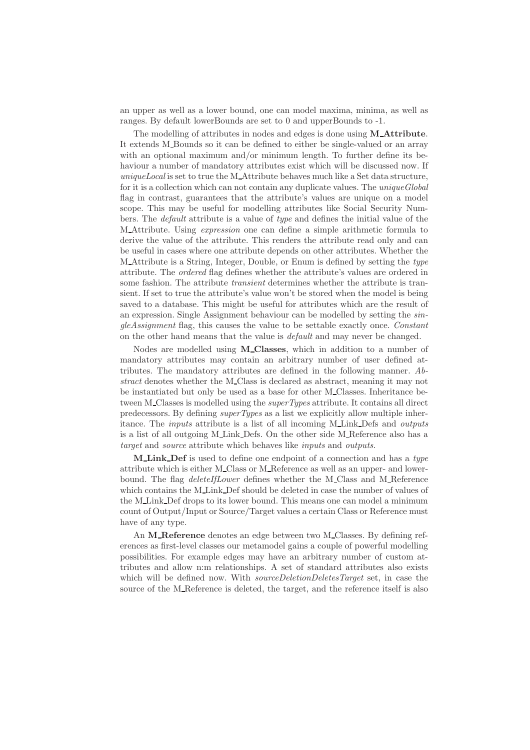an upper as well as a lower bound, one can model maxima, minima, as well as ranges. By default lowerBounds are set to 0 and upperBounds to -1.

The modelling of attributes in nodes and edges is done using **M_Attribute**. It extends M_Bounds so it can be defined to either be single-valued or an array with an optional maximum and/or minimum length. To further define its behaviour a number of mandatory attributes exist which will be discussed now. If *uniqueLocal* is set to true the M_Attribute behaves much like a Set data structure, for it is a collection which can not contain any duplicate values. The *uniqueGlobal* flag in contrast, guarantees that the attribute's values are unique on a model scope. This may be useful for modelling attributes like Social Security Numbers. The *default* attribute is a value of *type* and defines the initial value of the M_Attribute. Using *expression* one can define a simple arithmetic formula to derive the value of the attribute. This renders the attribute read only and can be useful in cases where one attribute depends on other attributes. Whether the M_Attribute is a String, Integer, Double, or Enum is defined by setting the *type* attribute. The *ordered* flag defines whether the attribute's values are ordered in some fashion. The attribute *transient* determines whether the attribute is transient. If set to true the attribute's value won't be stored when the model is being saved to a database. This might be useful for attributes which are the result of an expression. Single Assignment behaviour can be modelled by setting the *singleAssignment* flag, this causes the value to be settable exactly once. *Constant* on the other hand means that the value is *default* and may never be changed.

Nodes are modelled using **M_Classes**, which in addition to a number of mandatory attributes may contain an arbitrary number of user defined attributes. The mandatory attributes are defined in the following manner. *Abstract* denotes whether the M_Class is declared as abstract, meaning it may not be instantiated but only be used as a base for other M_Classes. Inheritance between M_Classes is modelled using the *superTypes* attribute. It contains all direct predecessors. By defining *superTypes* as a list we explicitly allow multiple inheritance. The *inputs* attribute is a list of all incoming M_Link_Defs and *outputs* is a list of all outgoing M_Link_Defs. On the other side M_Reference also has a *target* and *source* attribute which behaves like *inputs* and *outputs*.

**M_Link_Def** is used to define one endpoint of a connection and has a *type* attribute which is either M_Class or M_Reference as well as an upper- and lowerbound. The flag *deleteIfLower* defines whether the M_Class and M_Reference which contains the M_Link_Def should be deleted in case the number of values of the M_Link_Def drops to its lower bound. This means one can model a minimum count of Output/Input or Source/Target values a certain Class or Reference must have of any type.

An **M_Reference** denotes an edge between two M_Classes. By defining references as first-level classes our metamodel gains a couple of powerful modelling possibilities. For example edges may have an arbitrary number of custom attributes and allow n:m relationships. A set of standard attributes also exists which will be defined now. With *sourceDeletionDeletesTarget* set, in case the source of the M_Reference is deleted, the target, and the reference itself is also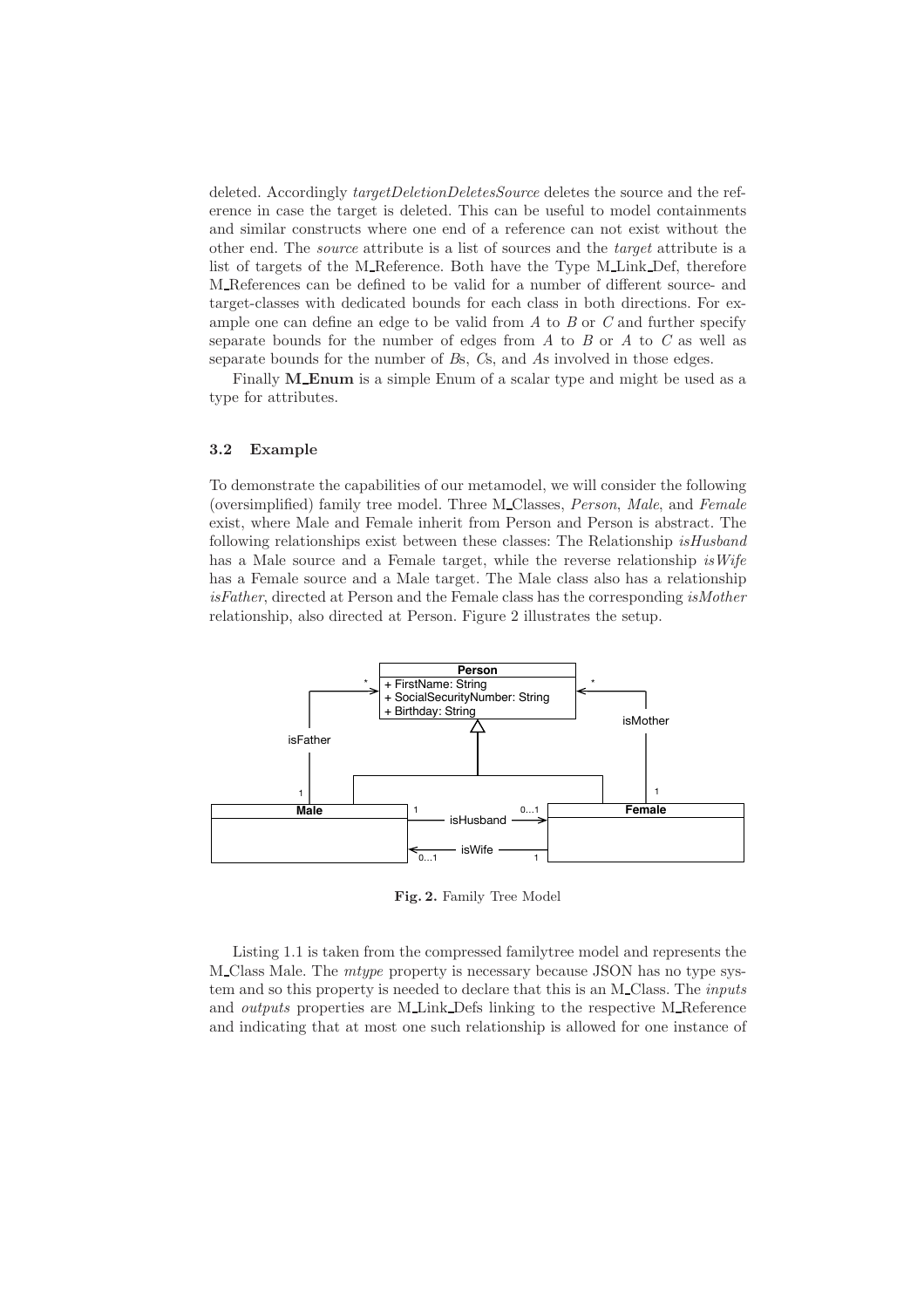deleted. Accordingly *targetDeletionDeletesSource* deletes the source and the reference in case the target is deleted. This can be useful to model containments and similar constructs where one end of a reference can not exist without the other end. The *source* attribute is a list of sources and the *target* attribute is a list of targets of the M_Reference. Both have the Type M_Link_Def, therefore M_References can be defined to be valid for a number of different source- and target-classes with dedicated bounds for each class in both directions. For example one can define an edge to be valid from $A$ to $B$ or $C$ and further specify separate bounds for the number of edges from $A$ to $B$ or $A$ to $C$ as well as separate bounds for the number of $B$s, $C$s, and $A$s involved in those edges.

Finally **M_Enum** is a simple Enum of a scalar type and might be used as a type for attributes.

### 3.2 Example

To demonstrate the capabilities of our metamodel, we will consider the following (oversimplified) family tree model. Three M_Classes, *Person*, *Male*, and *Female* exist, where Male and Female inherit from Person and Person is abstract. The following relationships exist between these classes: The Relationship *isHusband* has a Male source and a Female target, while the reverse relationship *isWife* has a Female source and a Male target. The Male class also has a relationship *isFather*, directed at Person and the Female class has the corresponding *isMother* relationship, also directed at Person. Figure 2 illustrates the setup.

**Fig. 2.** Family Tree Model

Listing 1.1 is taken from the compressed familytree model and represents the M_Class Male. The *mtype* property is necessary because JSON has no type system and so this property is needed to declare that this is an M_Class. The *inputs* and *outputs* properties are M_Link_Defs linking to the respective M_Reference and indicating that at most one such relationship is allowed for one instance of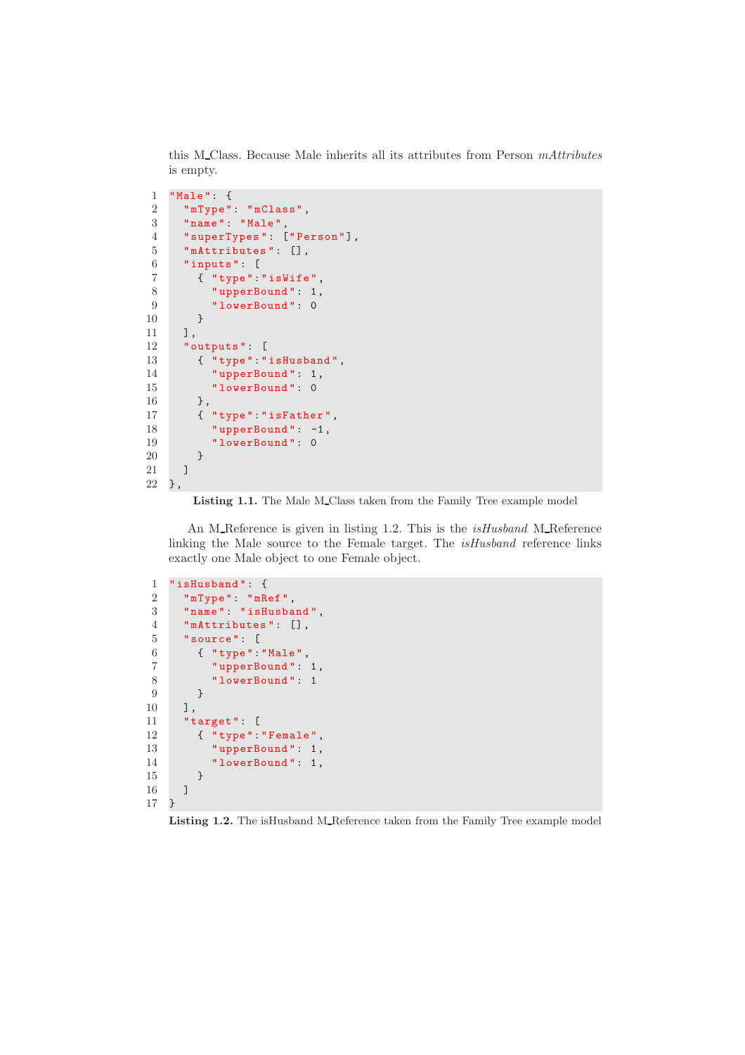this M_Class. Because Male inherits all its attributes from Person *mAttributes* is empty.

```
"Male": {
  "mType": "mClass",
  "name": "Male",
  "superTypes": ["Person"],
  "mAttributes": [],
  "inputs": [
    { "type":"isWife",
      "upperBound": 1,
      "lowerBound": 0
    }
  ],
  "outputs": [
    { "type":"isHusband",
      "upperBound": 1,
      "lowerBound": 0
    },
    { "type":"isFather",
      "upperBound": -1,
      "lowerBound": 0
    }
  ]
},
```

**Listing 1.1.** The Male M_Class taken from the Family Tree example model

An M_Reference is given in listing 1.2. This is the *isHusband* M_Reference linking the Male source to the Female target. The *isHusband* reference links exactly one Male object to one Female object.

```
"isHusband": {
  "mType": "mRef",
  "name": "isHusband",
  "mAttributes": [],
  "source": [
    { "type":"Male",
      "upperBound": 1,
      "lowerBound": 1
    }
  ],
  "target": [
    { "type":"Female",
      "upperBound": 1,
      "lowerBound": 1,
    }
  ]
}
```

**Listing 1.2.** The isHusband M_Reference taken from the Family Tree example model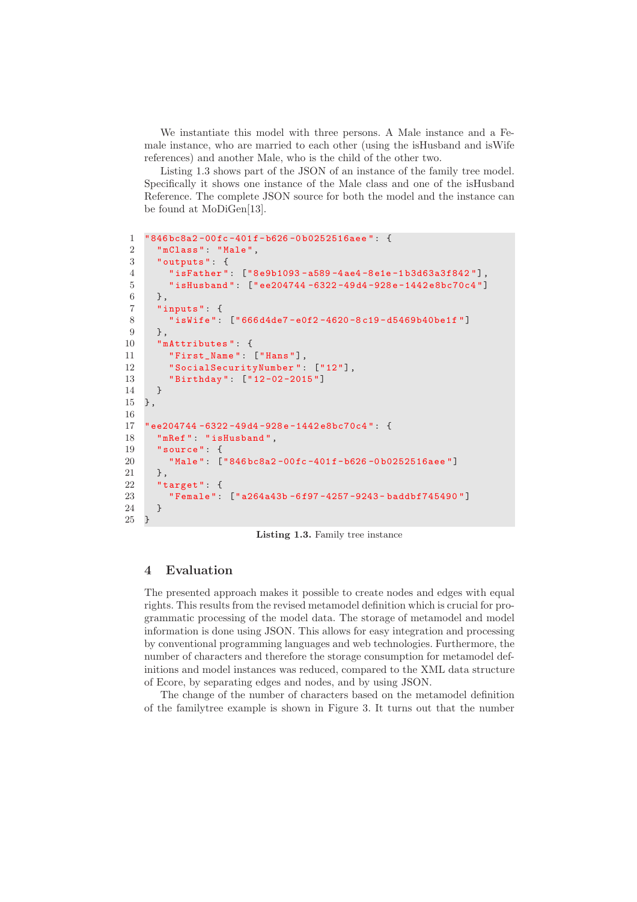We instantiate this model with three persons. A Male instance and a Female instance, who are married to each other (using the isHusband and isWife references) and another Male, who is the child of the other two.

Listing 1.3 shows part of the JSON of an instance of the family tree model. Specifically it shows one instance of the Male class and one of the isHusband Reference. The complete JSON source for both the model and the instance can be found at MoDiGen[13].

```
"846bc8a2-00fc-401f-b626-0b0252516aee": {
  "mClass": "Male",
  "outputs": {
    "isFather": ["8e9b1093-a589-4ae4-8e1e-1b3d63a3f842"],
    "isHusband": ["ee204744-6322-49d4-928e-1442e8bc70c4"]
  },
  "inputs": {
    "isWife": ["666d4de7-e0f2-4620-8c19-d5469b40be1f"]
  },
  "mAttributes": {
    "First_Name": ["Hans"],
    "SocialSecurityNumber": ["12"],
    "Birthday": ["12-02-2015"]
  }
},

"ee204744-6322-49d4-928e-1442e8bc70c4": {
  "mRef": "isHusband",
  "source": {
    "Male": ["846bc8a2-00fc-401f-b626-0b0252516aee"]
  },
  "target": {
    "Female": ["a264a43b-6f97-4257-9243-baddbf745490"]
  }
}
```

**Listing 1.3.** Family tree instance

## 4 Evaluation

The presented approach makes it possible to create nodes and edges with equal rights. This results from the revised metamodel definition which is crucial for programmatic processing of the model data. The storage of metamodel and model information is done using JSON. This allows for easy integration and processing by conventional programming languages and web technologies. Furthermore, the number of characters and therefore the storage consumption for metamodel definitions and model instances was reduced, compared to the XML data structure of Ecore, by separating edges and nodes, and by using JSON.

The change of the number of characters based on the metamodel definition of the familytree example is shown in Figure 3. It turns out that the number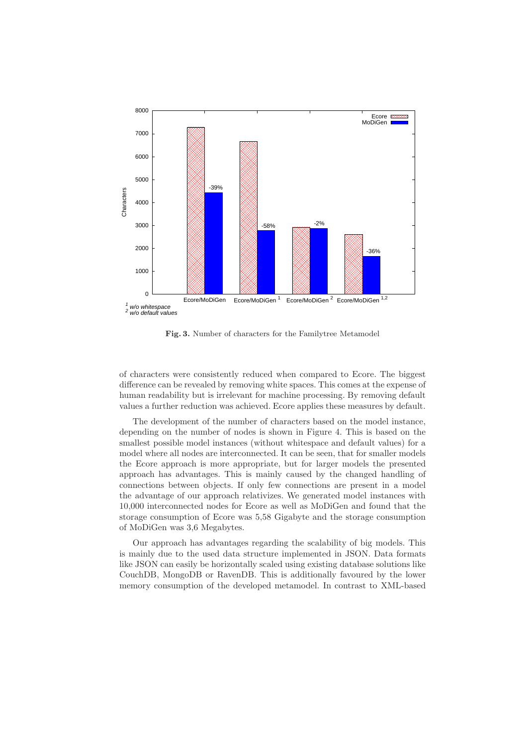Fig. 3. Number of characters for the Familytree Metamodel

of characters were consistently reduced when compared to Ecore. The biggest difference can be revealed by removing white spaces. This comes at the expense of human readability but is irrelevant for machine processing. By removing default values a further reduction was achieved. Ecore applies these measures by default.

The development of the number of characters based on the model instance, depending on the number of nodes is shown in Figure 4. This is based on the smallest possible model instances (without whitespace and default values) for a model where all nodes are interconnected. It can be seen, that for smaller models the Ecore approach is more appropriate, but for larger models the presented approach has advantages. This is mainly caused by the changed handling of connections between objects. If only few connections are present in a model the advantage of our approach relativizes. We generated model instances with 10,000 interconnected nodes for Ecore as well as MoDiGen and found that the storage consumption of Ecore was 5,58 Gigabyte and the storage consumption of MoDiGen was 3,6 Megabytes.

Our approach has advantages regarding the scalability of big models. This is mainly due to the used data structure implemented in JSON. Data formats like JSON can easily be horizontally scaled using existing database solutions like CouchDB, MongoDB or RavenDB. This is additionally favoured by the lower memory consumption of the developed metamodel. In contrast to XML-based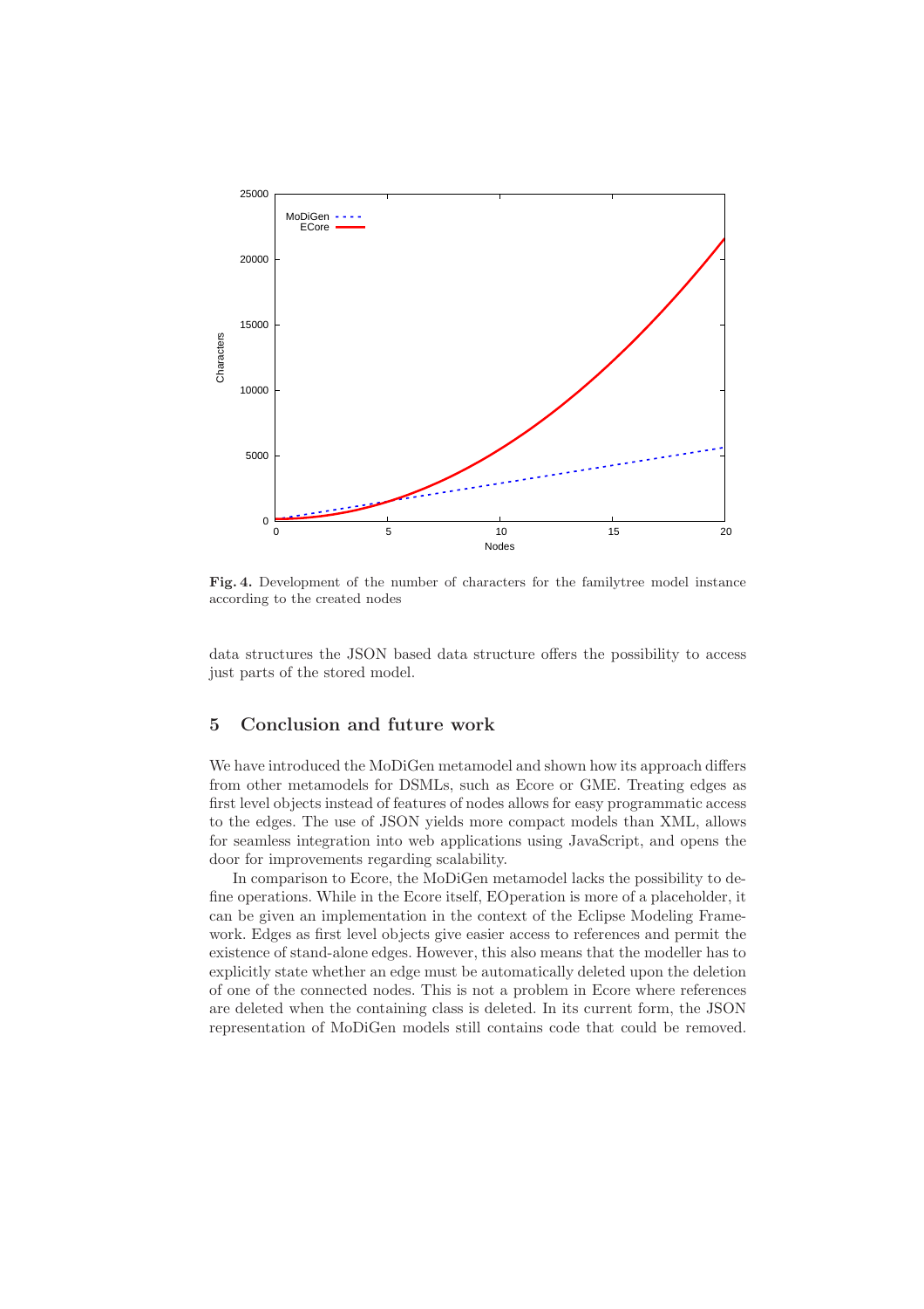**Fig. 4.** Development of the number of characters for the familytree model instance according to the created nodes

data structures the JSON based data structure offers the possibility to access just parts of the stored model.

## 5 Conclusion and future work

We have introduced the MoDiGen metamodel and shown how its approach differs from other metamodels for DSMLs, such as Ecore or GME. Treating edges as first level objects instead of features of nodes allows for easy programmatic access to the edges. The use of JSON yields more compact models than XML, allows for seamless integration into web applications using JavaScript, and opens the door for improvements regarding scalability.

In comparison to Ecore, the MoDiGen metamodel lacks the possibility to define operations. While in the Ecore itself, EOperation is more of a placeholder, it can be given an implementation in the context of the Eclipse Modeling Framework. Edges as first level objects give easier access to references and permit the existence of stand-alone edges. However, this also means that the modeller has to explicitly state whether an edge must be automatically deleted upon the deletion of one of the connected nodes. This is not a problem in Ecore where references are deleted when the containing class is deleted. In its current form, the JSON representation of MoDiGen models still contains code that could be removed.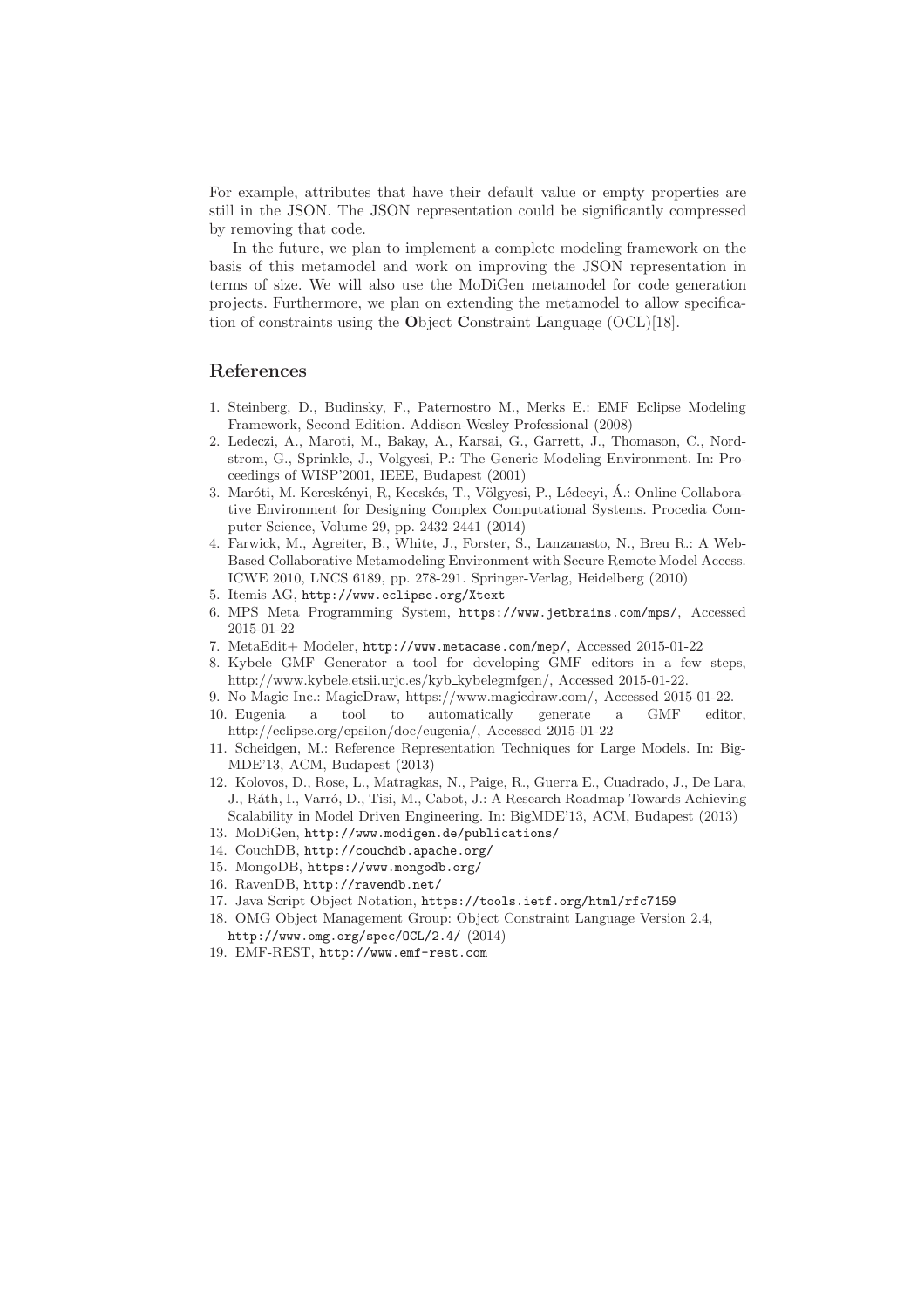For example, attributes that have their default value or empty properties are still in the JSON. The JSON representation could be significantly compressed by removing that code.

In the future, we plan to implement a complete modeling framework on the basis of this metamodel and work on improving the JSON representation in terms of size. We will also use the MoDiGen metamodel for code generation projects. Furthermore, we plan on extending the metamodel to allow specification of constraints using the **O**bject **C**onstraint **L**anguage (OCL)[18].

## References

1. Steinberg, D., Budinsky, F., Paternostro M., Merks E.: EMF Eclipse Modeling Framework, Second Edition. Addison-Wesley Professional (2008)
2. Ledeczi, A., Maroti, M., Bakay, A., Karsai, G., Garrett, J., Thomason, C., Nordstrom, G., Sprinkle, J., Volgyesi, P.: The Generic Modeling Environment. In: Proceedings of WISP'2001, IEEE, Budapest (2001)
3. Maróti, M. Kereskényi, R, Kecskés, T., Völgyesi, P., Lédecyi, Á.: Online Collaborative Environment for Designing Complex Computational Systems. Procedia Computer Science, Volume 29, pp. 2432-2441 (2014)
4. Farwick, M., Agreiter, B., White, J., Forster, S., Lanzanasto, N., Breu R.: A Web-Based Collaborative Metamodeling Environment with Secure Remote Model Access. ICWE 2010, LNCS 6189, pp. 278-291. Springer-Verlag, Heidelberg (2010)
5. Itemis AG, `http://www.eclipse.org/Xtext`
6. MPS Meta Programming System, `https://www.jetbrains.com/mps/`, Accessed 2015-01-22
7. MetaEdit+ Modeler, `http://www.metacase.com/mep/`, Accessed 2015-01-22
8. Kybele GMF Generator a tool for developing GMF editors in a few steps, http://www.kybele.etsii.urjc.es/kyb_kybelegmfgen/, Accessed 2015-01-22.
9. No Magic Inc.: MagicDraw, https://www.magicdraw.com/, Accessed 2015-01-22.
10. Eugenia a tool to automatically generate a GMF editor, http://eclipse.org/epsilon/doc/eugenia/, Accessed 2015-01-22
11. Scheidgen, M.: Reference Representation Techniques for Large Models. In: BigMDE'13, ACM, Budapest (2013)
12. Kolovos, D., Rose, L., Matragkas, N., Paige, R., Guerra E., Cuadrado, J., De Lara, J., Ráth, I., Varró, D., Tisi, M., Cabot, J.: A Research Roadmap Towards Achieving Scalability in Model Driven Engineering. In: BigMDE'13, ACM, Budapest (2013)
13. MoDiGen, `http://www.modigen.de/publications/`
14. CouchDB, `http://couchdb.apache.org/`
15. MongoDB, `https://www.mongodb.org/`
16. RavenDB, `http://ravendb.net/`
17. Java Script Object Notation, `https://tools.ietf.org/html/rfc7159`
18. OMG Object Management Group: Object Constraint Language Version 2.4, `http://www.omg.org/spec/OCL/2.4/` (2014)
19. EMF-REST, `http://www.emf-rest.com`